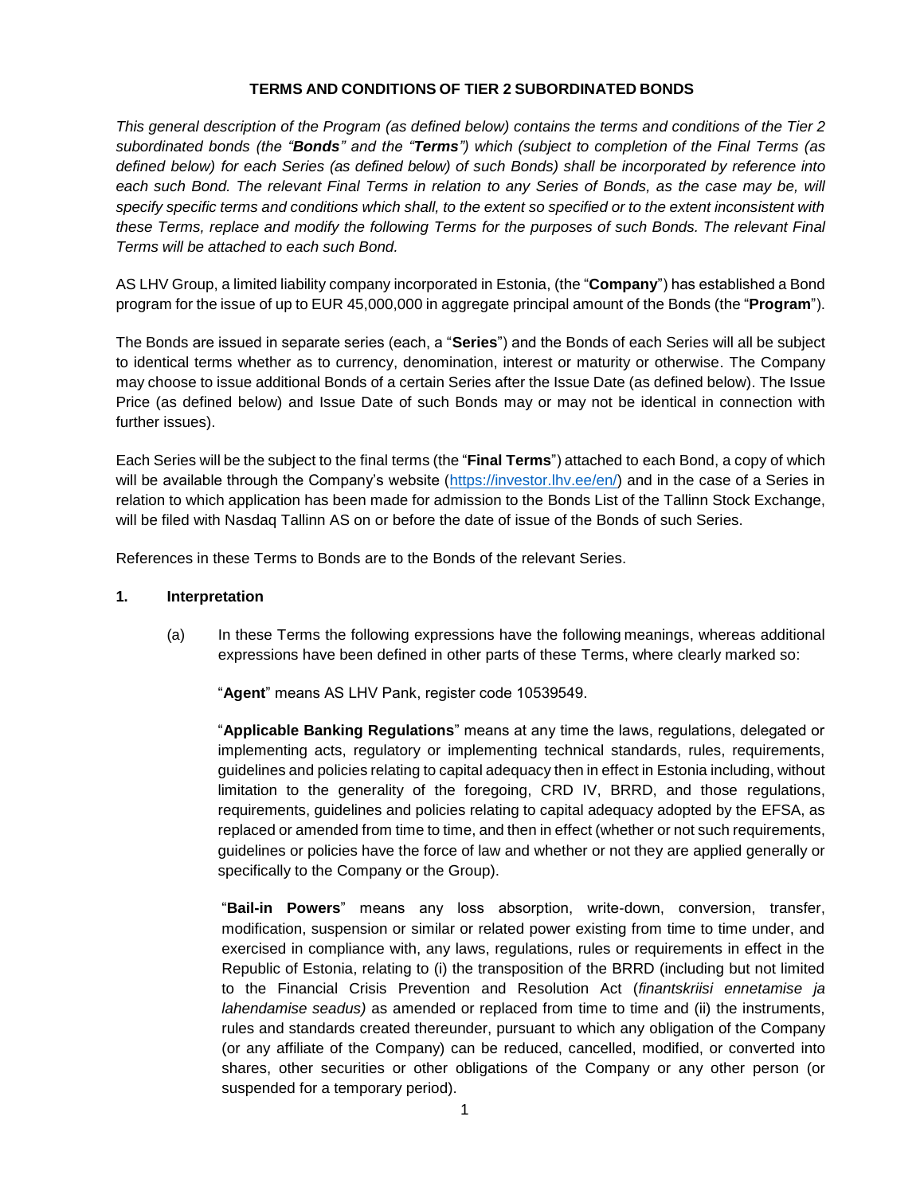# TERMS AND CONDITIONS OF TIER 2 SUBORDINATED BONDS

*This general description of the Program (as defined below) contains the terms and conditions of the Tier 2 subordinated bonds (the "**Bonds**" and the "**Terms**") which (subject to completion of the Final Terms (as defined below) for each Series (as defined below) of such Bonds) shall be incorporated by reference into each such Bond. The relevant Final Terms in relation to any Series of Bonds, as the case may be, will specify specific terms and conditions which shall, to the extent so specified or to the extent inconsistent with these Terms, replace and modify the following Terms for the purposes of such Bonds. The relevant Final Terms will be attached to each such Bond.*

AS LHV Group, a limited liability company incorporated in Estonia, (the "**Company**") has established a Bond program for the issue of up to EUR 45,000,000 in aggregate principal amount of the Bonds (the "**Program**").

The Bonds are issued in separate series (each, a "**Series**") and the Bonds of each Series will all be subject to identical terms whether as to currency, denomination, interest or maturity or otherwise. The Company may choose to issue additional Bonds of a certain Series after the Issue Date (as defined below). The Issue Price (as defined below) and Issue Date of such Bonds may or may not be identical in connection with further issues).

Each Series will be the subject to the final terms (the "**Final Terms**") attached to each Bond, a copy of which will be available through the Company's website (https://investor.lhv.ee/en/) and in the case of a Series in relation to which application has been made for admission to the Bonds List of the Tallinn Stock Exchange, will be filed with Nasdaq Tallinn AS on or before the date of issue of the Bonds of such Series.

References in these Terms to Bonds are to the Bonds of the relevant Series.

## 1. Interpretation

(a) In these Terms the following expressions have the following meanings, whereas additional expressions have been defined in other parts of these Terms, where clearly marked so:

"**Agent**" means AS LHV Pank, register code 10539549.

"**Applicable Banking Regulations**" means at any time the laws, regulations, delegated or implementing acts, regulatory or implementing technical standards, rules, requirements, guidelines and policies relating to capital adequacy then in effect in Estonia including, without limitation to the generality of the foregoing, CRD IV, BRRD, and those regulations, requirements, guidelines and policies relating to capital adequacy adopted by the EFSA, as replaced or amended from time to time, and then in effect (whether or not such requirements, guidelines or policies have the force of law and whether or not they are applied generally or specifically to the Company or the Group).

"**Bail-in Powers**" means any loss absorption, write-down, conversion, transfer, modification, suspension or similar or related power existing from time to time under, and exercised in compliance with, any laws, regulations, rules or requirements in effect in the Republic of Estonia, relating to (i) the transposition of the BRRD (including but not limited to the Financial Crisis Prevention and Resolution Act (*finantskriisi ennetamise ja lahendamise seadus)* as amended or replaced from time to time and (ii) the instruments, rules and standards created thereunder, pursuant to which any obligation of the Company (or any affiliate of the Company) can be reduced, cancelled, modified, or converted into shares, other securities or other obligations of the Company or any other person (or suspended for a temporary period).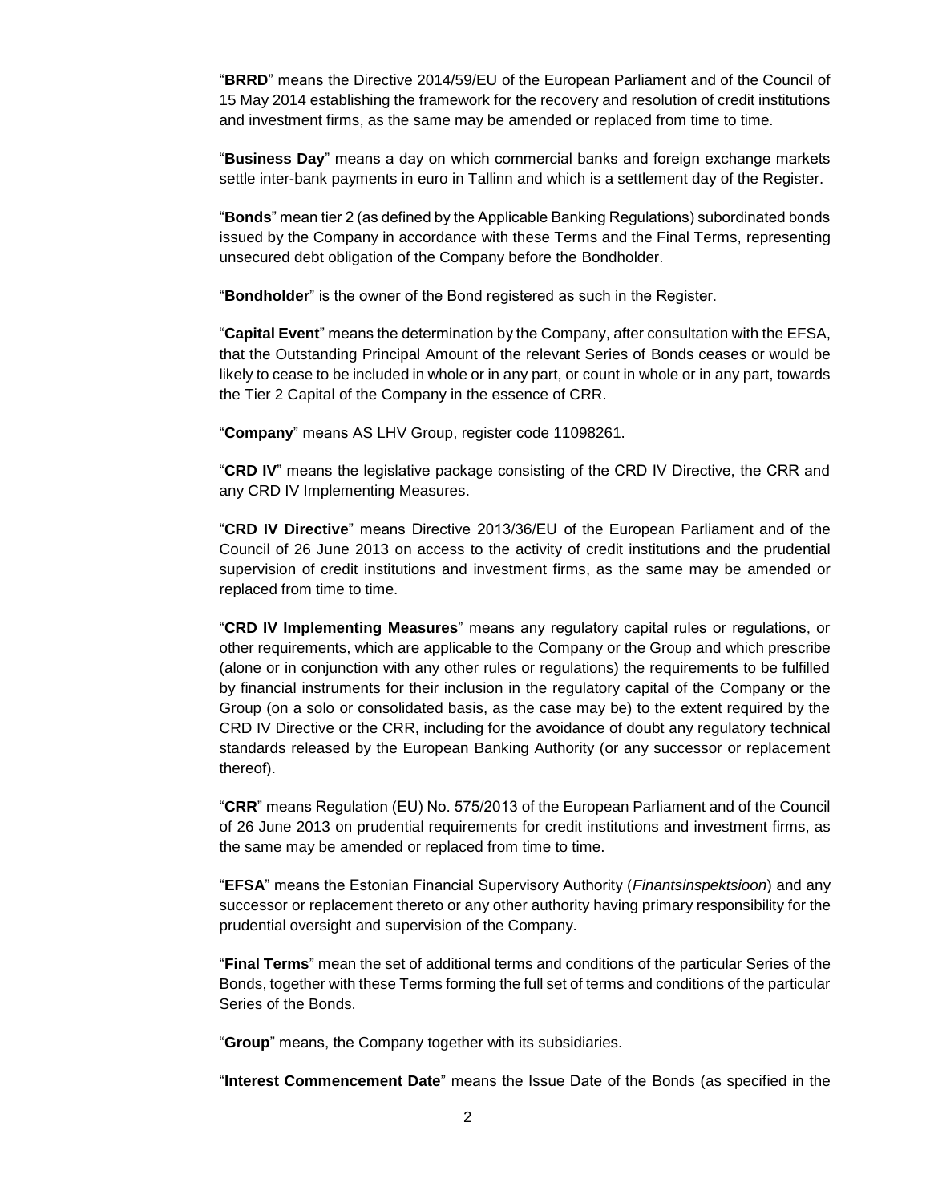"**BRRD**" means the Directive 2014/59/EU of the European Parliament and of the Council of 15 May 2014 establishing the framework for the recovery and resolution of credit institutions and investment firms, as the same may be amended or replaced from time to time.

"**Business Day**" means a day on which commercial banks and foreign exchange markets settle inter-bank payments in euro in Tallinn and which is a settlement day of the Register.

"**Bonds**" mean tier 2 (as defined by the Applicable Banking Regulations) subordinated bonds issued by the Company in accordance with these Terms and the Final Terms, representing unsecured debt obligation of the Company before the Bondholder.

"**Bondholder**" is the owner of the Bond registered as such in the Register.

"**Capital Event**" means the determination by the Company, after consultation with the EFSA, that the Outstanding Principal Amount of the relevant Series of Bonds ceases or would be likely to cease to be included in whole or in any part, or count in whole or in any part, towards the Tier 2 Capital of the Company in the essence of CRR.

"**Company**" means AS LHV Group, register code 11098261.

"**CRD IV**" means the legislative package consisting of the CRD IV Directive, the CRR and any CRD IV Implementing Measures.

"**CRD IV Directive**" means Directive 2013/36/EU of the European Parliament and of the Council of 26 June 2013 on access to the activity of credit institutions and the prudential supervision of credit institutions and investment firms, as the same may be amended or replaced from time to time.

"**CRD IV Implementing Measures**" means any regulatory capital rules or regulations, or other requirements, which are applicable to the Company or the Group and which prescribe (alone or in conjunction with any other rules or regulations) the requirements to be fulfilled by financial instruments for their inclusion in the regulatory capital of the Company or the Group (on a solo or consolidated basis, as the case may be) to the extent required by the CRD IV Directive or the CRR, including for the avoidance of doubt any regulatory technical standards released by the European Banking Authority (or any successor or replacement thereof).

"**CRR**" means Regulation (EU) No. 575/2013 of the European Parliament and of the Council of 26 June 2013 on prudential requirements for credit institutions and investment firms, as the same may be amended or replaced from time to time.

"**EFSA**" means the Estonian Financial Supervisory Authority (*Finantsinspektsioon*) and any successor or replacement thereto or any other authority having primary responsibility for the prudential oversight and supervision of the Company.

"**Final Terms**" mean the set of additional terms and conditions of the particular Series of the Bonds, together with these Terms forming the full set of terms and conditions of the particular Series of the Bonds.

"**Group**" means, the Company together with its subsidiaries.

"**Interest Commencement Date**" means the Issue Date of the Bonds (as specified in the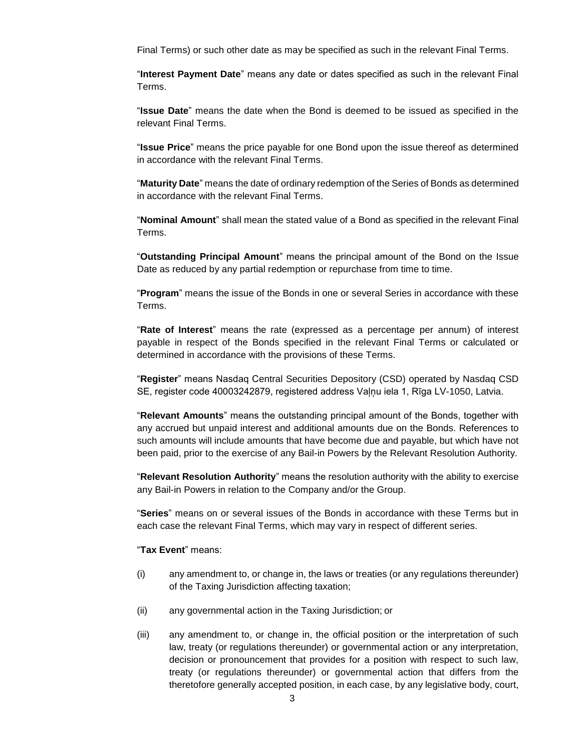Final Terms) or such other date as may be specified as such in the relevant Final Terms.

"**Interest Payment Date**" means any date or dates specified as such in the relevant Final Terms.

"**Issue Date**" means the date when the Bond is deemed to be issued as specified in the relevant Final Terms.

"**Issue Price**" means the price payable for one Bond upon the issue thereof as determined in accordance with the relevant Final Terms.

"**Maturity Date**" means the date of ordinary redemption of the Series of Bonds as determined in accordance with the relevant Final Terms.

"**Nominal Amount**" shall mean the stated value of a Bond as specified in the relevant Final Terms.

"**Outstanding Principal Amount**" means the principal amount of the Bond on the Issue Date as reduced by any partial redemption or repurchase from time to time.

"**Program**" means the issue of the Bonds in one or several Series in accordance with these Terms.

"**Rate of Interest**" means the rate (expressed as a percentage per annum) of interest payable in respect of the Bonds specified in the relevant Final Terms or calculated or determined in accordance with the provisions of these Terms.

"**Register**" means Nasdaq Central Securities Depository (CSD) operated by Nasdaq CSD SE, register code 40003242879, registered address Vaļņu iela 1, Rīga LV-1050, Latvia.

"**Relevant Amounts**" means the outstanding principal amount of the Bonds, together with any accrued but unpaid interest and additional amounts due on the Bonds. References to such amounts will include amounts that have become due and payable, but which have not been paid, prior to the exercise of any Bail-in Powers by the Relevant Resolution Authority.

"**Relevant Resolution Authority**" means the resolution authority with the ability to exercise any Bail-in Powers in relation to the Company and/or the Group.

"**Series**" means on or several issues of the Bonds in accordance with these Terms but in each case the relevant Final Terms, which may vary in respect of different series.

"**Tax Event**" means:

(i) any amendment to, or change in, the laws or treaties (or any regulations thereunder) of the Taxing Jurisdiction affecting taxation;

(ii) any governmental action in the Taxing Jurisdiction; or

(iii) any amendment to, or change in, the official position or the interpretation of such law, treaty (or regulations thereunder) or governmental action or any interpretation, decision or pronouncement that provides for a position with respect to such law, treaty (or regulations thereunder) or governmental action that differs from the theretofore generally accepted position, in each case, by any legislative body, court,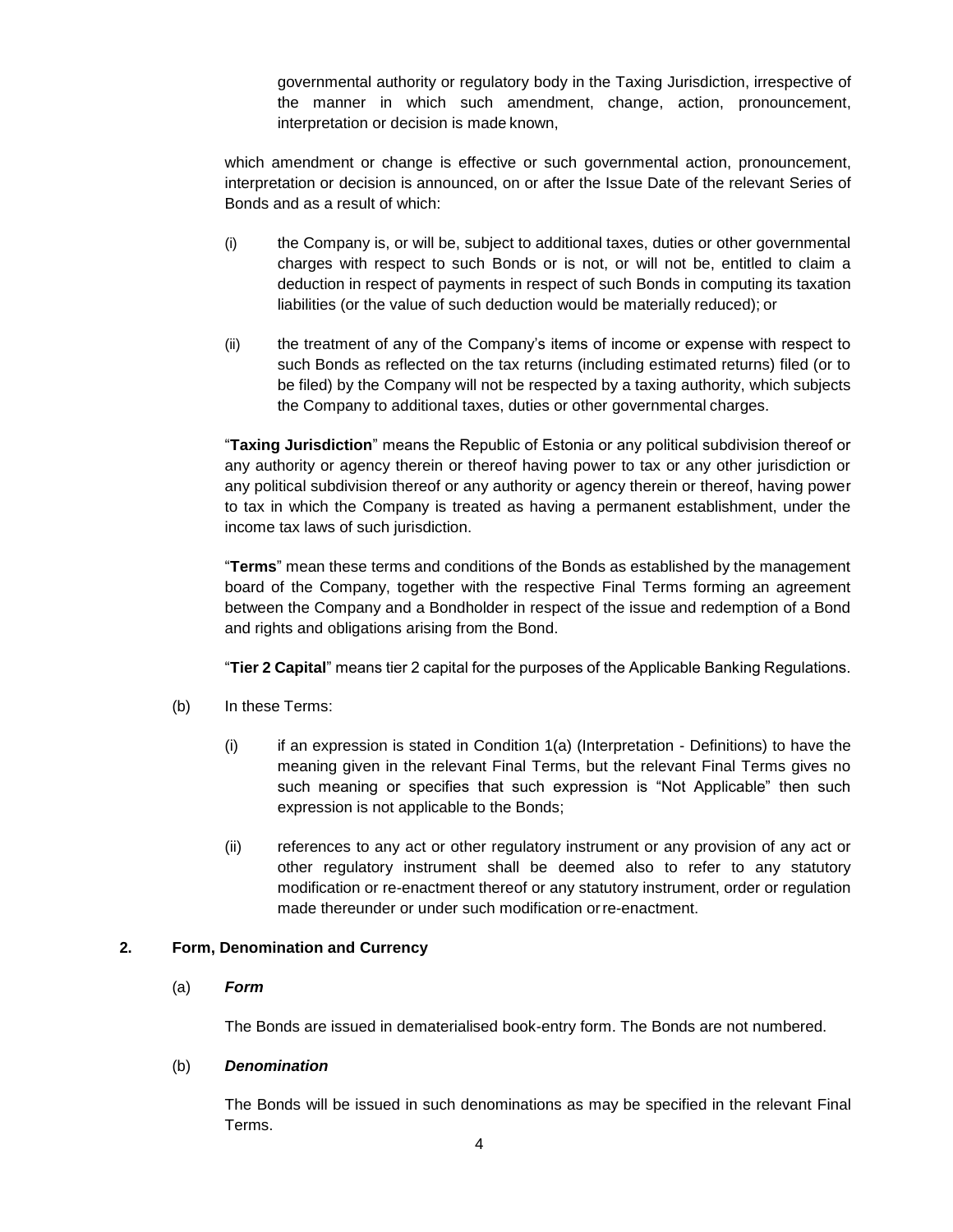governmental authority or regulatory body in the Taxing Jurisdiction, irrespective of the manner in which such amendment, change, action, pronouncement, interpretation or decision is made known,

which amendment or change is effective or such governmental action, pronouncement, interpretation or decision is announced, on or after the Issue Date of the relevant Series of Bonds and as a result of which:

(i) the Company is, or will be, subject to additional taxes, duties or other governmental charges with respect to such Bonds or is not, or will not be, entitled to claim a deduction in respect of payments in respect of such Bonds in computing its taxation liabilities (or the value of such deduction would be materially reduced); or

(ii) the treatment of any of the Company's items of income or expense with respect to such Bonds as reflected on the tax returns (including estimated returns) filed (or to be filed) by the Company will not be respected by a taxing authority, which subjects the Company to additional taxes, duties or other governmental charges.

"**Taxing Jurisdiction**" means the Republic of Estonia or any political subdivision thereof or any authority or agency therein or thereof having power to tax or any other jurisdiction or any political subdivision thereof or any authority or agency therein or thereof, having power to tax in which the Company is treated as having a permanent establishment, under the income tax laws of such jurisdiction.

"**Terms**" mean these terms and conditions of the Bonds as established by the management board of the Company, together with the respective Final Terms forming an agreement between the Company and a Bondholder in respect of the issue and redemption of a Bond and rights and obligations arising from the Bond.

"**Tier 2 Capital**" means tier 2 capital for the purposes of the Applicable Banking Regulations.

(b) In these Terms:

(i) if an expression is stated in Condition 1(a) (Interpretation - Definitions) to have the meaning given in the relevant Final Terms, but the relevant Final Terms gives no such meaning or specifies that such expression is "Not Applicable" then such expression is not applicable to the Bonds;

(ii) references to any act or other regulatory instrument or any provision of any act or other regulatory instrument shall be deemed also to refer to any statutory modification or re-enactment thereof or any statutory instrument, order or regulation made thereunder or under such modification or re-enactment.

## 2. Form, Denomination and Currency

(a) ***Form***

The Bonds are issued in dematerialised book-entry form. The Bonds are not numbered.

(b) ***Denomination***

The Bonds will be issued in such denominations as may be specified in the relevant Final Terms.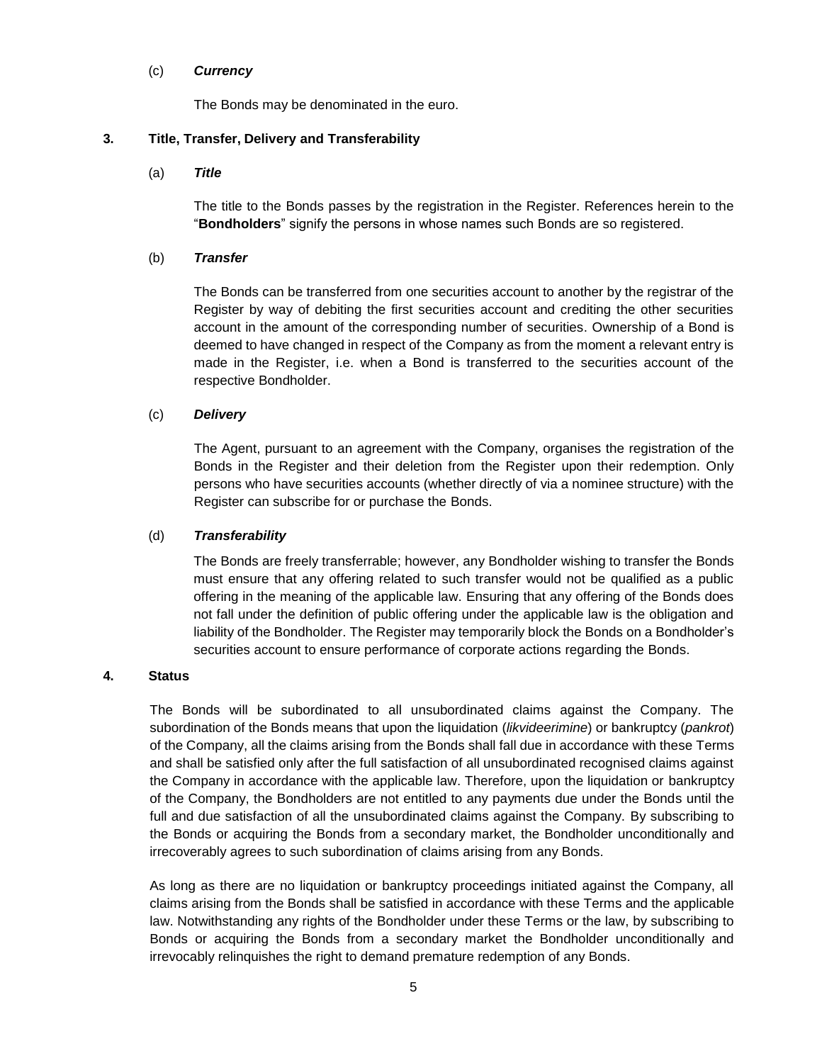(c) ***Currency***

The Bonds may be denominated in the euro.

## 3. Title, Transfer, Delivery and Transferability

(a) ***Title***

The title to the Bonds passes by the registration in the Register. References herein to the "**Bondholders**" signify the persons in whose names such Bonds are so registered.

(b) ***Transfer***

The Bonds can be transferred from one securities account to another by the registrar of the Register by way of debiting the first securities account and crediting the other securities account in the amount of the corresponding number of securities. Ownership of a Bond is deemed to have changed in respect of the Company as from the moment a relevant entry is made in the Register, i.e. when a Bond is transferred to the securities account of the respective Bondholder.

(c) ***Delivery***

The Agent, pursuant to an agreement with the Company, organises the registration of the Bonds in the Register and their deletion from the Register upon their redemption. Only persons who have securities accounts (whether directly of via a nominee structure) with the Register can subscribe for or purchase the Bonds.

(d) ***Transferability***

The Bonds are freely transferrable; however, any Bondholder wishing to transfer the Bonds must ensure that any offering related to such transfer would not be qualified as a public offering in the meaning of the applicable law. Ensuring that any offering of the Bonds does not fall under the definition of public offering under the applicable law is the obligation and liability of the Bondholder. The Register may temporarily block the Bonds on a Bondholder's securities account to ensure performance of corporate actions regarding the Bonds.

## 4. Status

The Bonds will be subordinated to all unsubordinated claims against the Company. The subordination of the Bonds means that upon the liquidation (*likvideerimine*) or bankruptcy (*pankrot*) of the Company, all the claims arising from the Bonds shall fall due in accordance with these Terms and shall be satisfied only after the full satisfaction of all unsubordinated recognised claims against the Company in accordance with the applicable law. Therefore, upon the liquidation or bankruptcy of the Company, the Bondholders are not entitled to any payments due under the Bonds until the full and due satisfaction of all the unsubordinated claims against the Company. By subscribing to the Bonds or acquiring the Bonds from a secondary market, the Bondholder unconditionally and irrecoverably agrees to such subordination of claims arising from any Bonds.

As long as there are no liquidation or bankruptcy proceedings initiated against the Company, all claims arising from the Bonds shall be satisfied in accordance with these Terms and the applicable law. Notwithstanding any rights of the Bondholder under these Terms or the law, by subscribing to Bonds or acquiring the Bonds from a secondary market the Bondholder unconditionally and irrevocably relinquishes the right to demand premature redemption of any Bonds.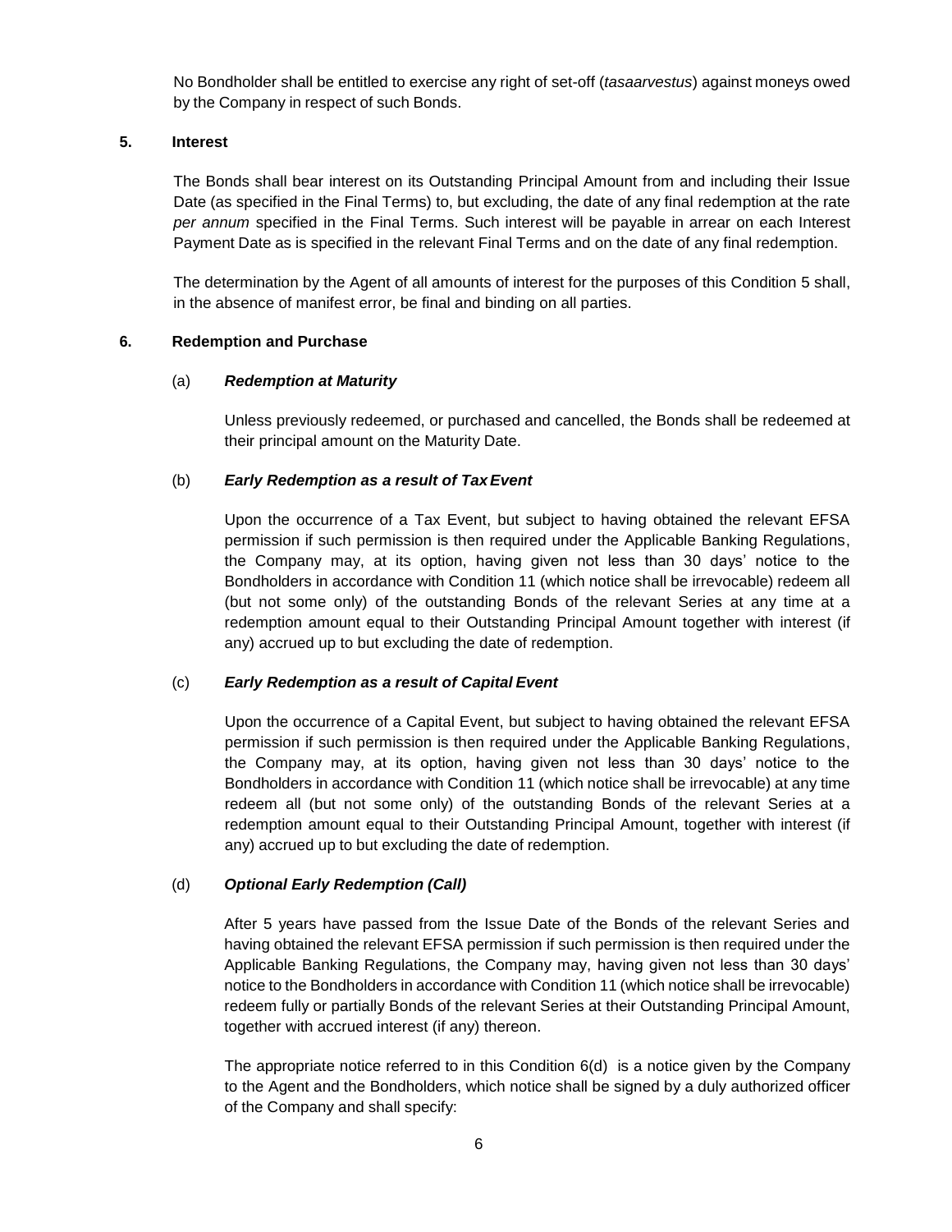No Bondholder shall be entitled to exercise any right of set-off (*tasaarvestus*) against moneys owed by the Company in respect of such Bonds.

## 5. Interest

The Bonds shall bear interest on its Outstanding Principal Amount from and including their Issue Date (as specified in the Final Terms) to, but excluding, the date of any final redemption at the rate *per annum* specified in the Final Terms. Such interest will be payable in arrear on each Interest Payment Date as is specified in the relevant Final Terms and on the date of any final redemption.

The determination by the Agent of all amounts of interest for the purposes of this Condition 5 shall, in the absence of manifest error, be final and binding on all parties.

## 6. Redemption and Purchase

### (a) *Redemption at Maturity*

Unless previously redeemed, or purchased and cancelled, the Bonds shall be redeemed at their principal amount on the Maturity Date.

### (b) *Early Redemption as a result of Tax Event*

Upon the occurrence of a Tax Event, but subject to having obtained the relevant EFSA permission if such permission is then required under the Applicable Banking Regulations, the Company may, at its option, having given not less than 30 days' notice to the Bondholders in accordance with Condition 11 (which notice shall be irrevocable) redeem all (but not some only) of the outstanding Bonds of the relevant Series at any time at a redemption amount equal to their Outstanding Principal Amount together with interest (if any) accrued up to but excluding the date of redemption.

### (c) *Early Redemption as a result of Capital Event*

Upon the occurrence of a Capital Event, but subject to having obtained the relevant EFSA permission if such permission is then required under the Applicable Banking Regulations, the Company may, at its option, having given not less than 30 days' notice to the Bondholders in accordance with Condition 11 (which notice shall be irrevocable) at any time redeem all (but not some only) of the outstanding Bonds of the relevant Series at a redemption amount equal to their Outstanding Principal Amount, together with interest (if any) accrued up to but excluding the date of redemption.

### (d) *Optional Early Redemption (Call)*

After 5 years have passed from the Issue Date of the Bonds of the relevant Series and having obtained the relevant EFSA permission if such permission is then required under the Applicable Banking Regulations, the Company may, having given not less than 30 days' notice to the Bondholders in accordance with Condition 11 (which notice shall be irrevocable) redeem fully or partially Bonds of the relevant Series at their Outstanding Principal Amount, together with accrued interest (if any) thereon.

The appropriate notice referred to in this Condition 6(d) is a notice given by the Company to the Agent and the Bondholders, which notice shall be signed by a duly authorized officer of the Company and shall specify: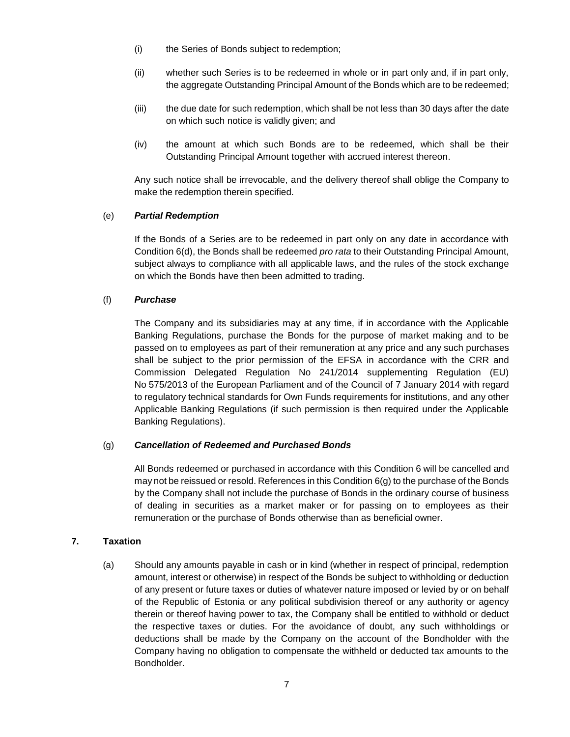(i) the Series of Bonds subject to redemption;

(ii) whether such Series is to be redeemed in whole or in part only and, if in part only, the aggregate Outstanding Principal Amount of the Bonds which are to be redeemed;

(iii) the due date for such redemption, which shall be not less than 30 days after the date on which such notice is validly given; and

(iv) the amount at which such Bonds are to be redeemed, which shall be their Outstanding Principal Amount together with accrued interest thereon.

Any such notice shall be irrevocable, and the delivery thereof shall oblige the Company to make the redemption therein specified.

(e) ***Partial Redemption***

If the Bonds of a Series are to be redeemed in part only on any date in accordance with Condition 6(d), the Bonds shall be redeemed *pro rata* to their Outstanding Principal Amount, subject always to compliance with all applicable laws, and the rules of the stock exchange on which the Bonds have then been admitted to trading.

(f) ***Purchase***

The Company and its subsidiaries may at any time, if in accordance with the Applicable Banking Regulations, purchase the Bonds for the purpose of market making and to be passed on to employees as part of their remuneration at any price and any such purchases shall be subject to the prior permission of the EFSA in accordance with the CRR and Commission Delegated Regulation No 241/2014 supplementing Regulation (EU) No 575/2013 of the European Parliament and of the Council of 7 January 2014 with regard to regulatory technical standards for Own Funds requirements for institutions, and any other Applicable Banking Regulations (if such permission is then required under the Applicable Banking Regulations).

(g) ***Cancellation of Redeemed and Purchased Bonds***

All Bonds redeemed or purchased in accordance with this Condition 6 will be cancelled and may not be reissued or resold. References in this Condition 6(g) to the purchase of the Bonds by the Company shall not include the purchase of Bonds in the ordinary course of business of dealing in securities as a market maker or for passing on to employees as their remuneration or the purchase of Bonds otherwise than as beneficial owner.

## 7. Taxation

(a) Should any amounts payable in cash or in kind (whether in respect of principal, redemption amount, interest or otherwise) in respect of the Bonds be subject to withholding or deduction of any present or future taxes or duties of whatever nature imposed or levied by or on behalf of the Republic of Estonia or any political subdivision thereof or any authority or agency therein or thereof having power to tax, the Company shall be entitled to withhold or deduct the respective taxes or duties. For the avoidance of doubt, any such withholdings or deductions shall be made by the Company on the account of the Bondholder with the Company having no obligation to compensate the withheld or deducted tax amounts to the Bondholder.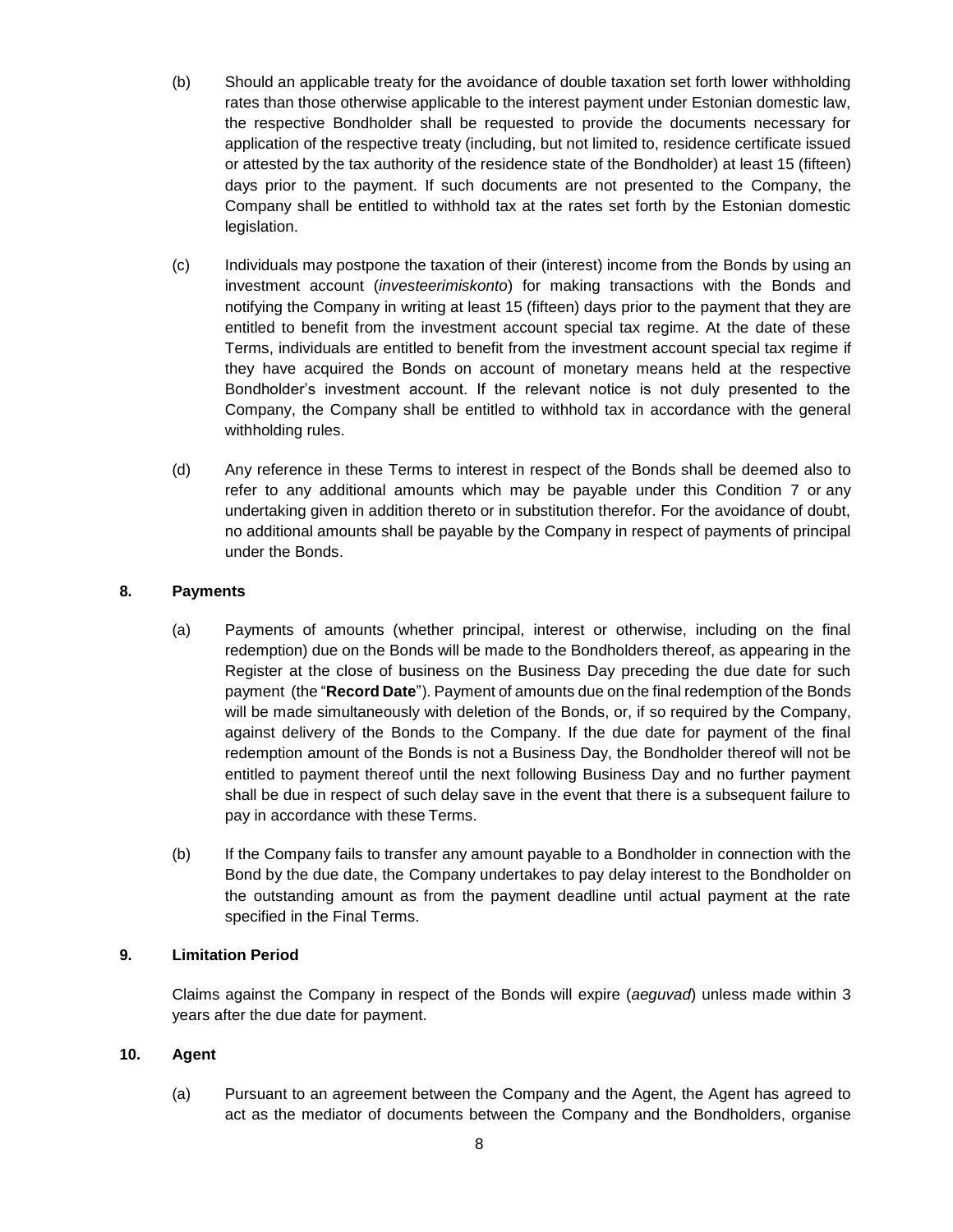(b) Should an applicable treaty for the avoidance of double taxation set forth lower withholding rates than those otherwise applicable to the interest payment under Estonian domestic law, the respective Bondholder shall be requested to provide the documents necessary for application of the respective treaty (including, but not limited to, residence certificate issued or attested by the tax authority of the residence state of the Bondholder) at least 15 (fifteen) days prior to the payment. If such documents are not presented to the Company, the Company shall be entitled to withhold tax at the rates set forth by the Estonian domestic legislation.

(c) Individuals may postpone the taxation of their (interest) income from the Bonds by using an investment account (*investeerimiskonto*) for making transactions with the Bonds and notifying the Company in writing at least 15 (fifteen) days prior to the payment that they are entitled to benefit from the investment account special tax regime. At the date of these Terms, individuals are entitled to benefit from the investment account special tax regime if they have acquired the Bonds on account of monetary means held at the respective Bondholder's investment account. If the relevant notice is not duly presented to the Company, the Company shall be entitled to withhold tax in accordance with the general withholding rules.

(d) Any reference in these Terms to interest in respect of the Bonds shall be deemed also to refer to any additional amounts which may be payable under this Condition 7 or any undertaking given in addition thereto or in substitution therefor. For the avoidance of doubt, no additional amounts shall be payable by the Company in respect of payments of principal under the Bonds.

## 8. Payments

(a) Payments of amounts (whether principal, interest or otherwise, including on the final redemption) due on the Bonds will be made to the Bondholders thereof, as appearing in the Register at the close of business on the Business Day preceding the due date for such payment (the "**Record Date**"). Payment of amounts due on the final redemption of the Bonds will be made simultaneously with deletion of the Bonds, or, if so required by the Company, against delivery of the Bonds to the Company. If the due date for payment of the final redemption amount of the Bonds is not a Business Day, the Bondholder thereof will not be entitled to payment thereof until the next following Business Day and no further payment shall be due in respect of such delay save in the event that there is a subsequent failure to pay in accordance with these Terms.

(b) If the Company fails to transfer any amount payable to a Bondholder in connection with the Bond by the due date, the Company undertakes to pay delay interest to the Bondholder on the outstanding amount as from the payment deadline until actual payment at the rate specified in the Final Terms.

## 9. Limitation Period

Claims against the Company in respect of the Bonds will expire (*aeguvad*) unless made within 3 years after the due date for payment.

## 10. Agent

(a) Pursuant to an agreement between the Company and the Agent, the Agent has agreed to act as the mediator of documents between the Company and the Bondholders, organise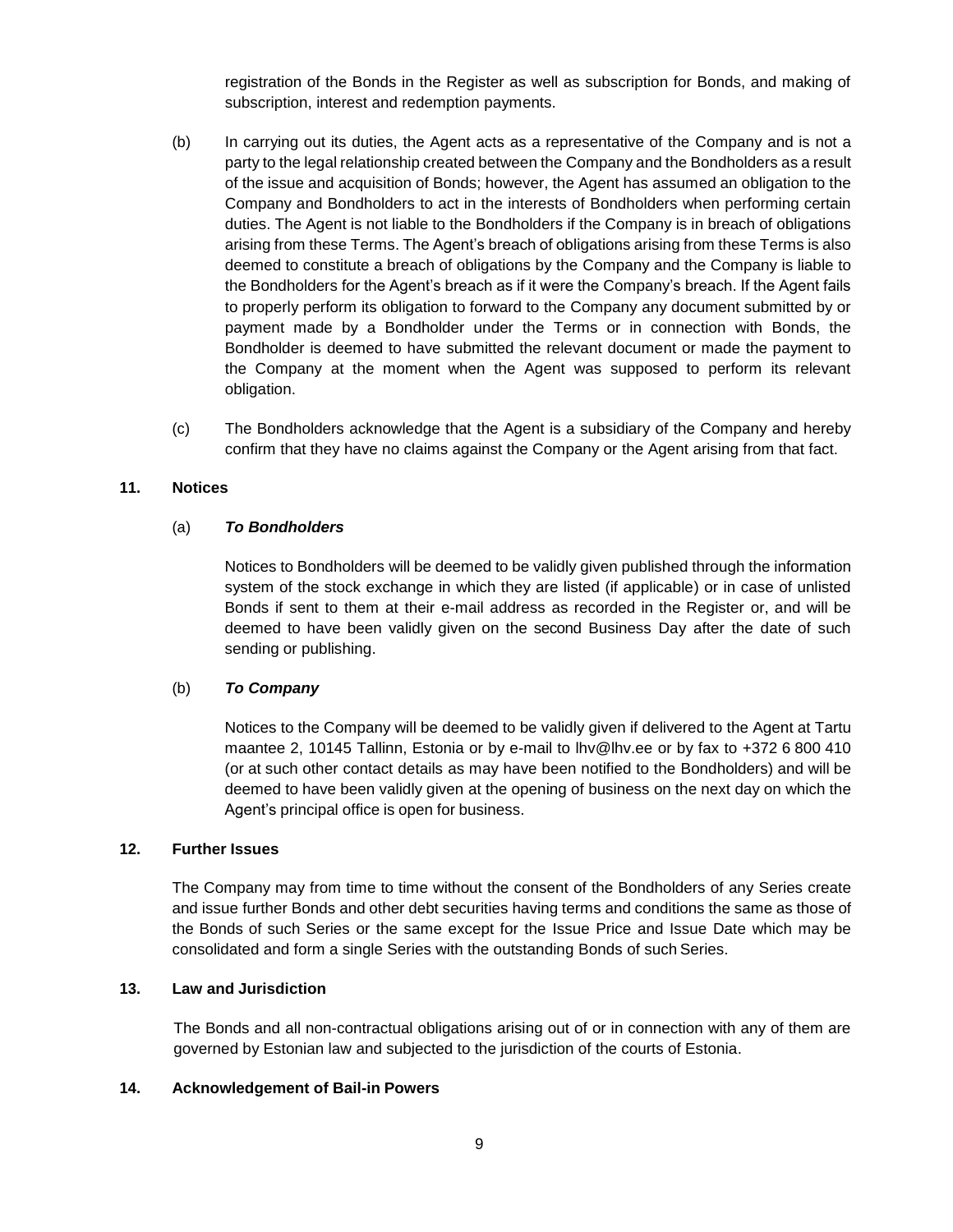registration of the Bonds in the Register as well as subscription for Bonds, and making of subscription, interest and redemption payments.

(b) In carrying out its duties, the Agent acts as a representative of the Company and is not a party to the legal relationship created between the Company and the Bondholders as a result of the issue and acquisition of Bonds; however, the Agent has assumed an obligation to the Company and Bondholders to act in the interests of Bondholders when performing certain duties. The Agent is not liable to the Bondholders if the Company is in breach of obligations arising from these Terms. The Agent's breach of obligations arising from these Terms is also deemed to constitute a breach of obligations by the Company and the Company is liable to the Bondholders for the Agent's breach as if it were the Company's breach. If the Agent fails to properly perform its obligation to forward to the Company any document submitted by or payment made by a Bondholder under the Terms or in connection with Bonds, the Bondholder is deemed to have submitted the relevant document or made the payment to the Company at the moment when the Agent was supposed to perform its relevant obligation.

(c) The Bondholders acknowledge that the Agent is a subsidiary of the Company and hereby confirm that they have no claims against the Company or the Agent arising from that fact.

## 11. Notices

(a) ***To Bondholders***

Notices to Bondholders will be deemed to be validly given published through the information system of the stock exchange in which they are listed (if applicable) or in case of unlisted Bonds if sent to them at their e-mail address as recorded in the Register or, and will be deemed to have been validly given on the second Business Day after the date of such sending or publishing.

(b) ***To Company***

Notices to the Company will be deemed to be validly given if delivered to the Agent at Tartu maantee 2, 10145 Tallinn, Estonia or by e-mail to lhv@lhv.ee or by fax to +372 6 800 410 (or at such other contact details as may have been notified to the Bondholders) and will be deemed to have been validly given at the opening of business on the next day on which the Agent's principal office is open for business.

## 12. Further Issues

The Company may from time to time without the consent of the Bondholders of any Series create and issue further Bonds and other debt securities having terms and conditions the same as those of the Bonds of such Series or the same except for the Issue Price and Issue Date which may be consolidated and form a single Series with the outstanding Bonds of such Series.

## 13. Law and Jurisdiction

The Bonds and all non-contractual obligations arising out of or in connection with any of them are governed by Estonian law and subjected to the jurisdiction of the courts of Estonia.

## 14. Acknowledgement of Bail-in Powers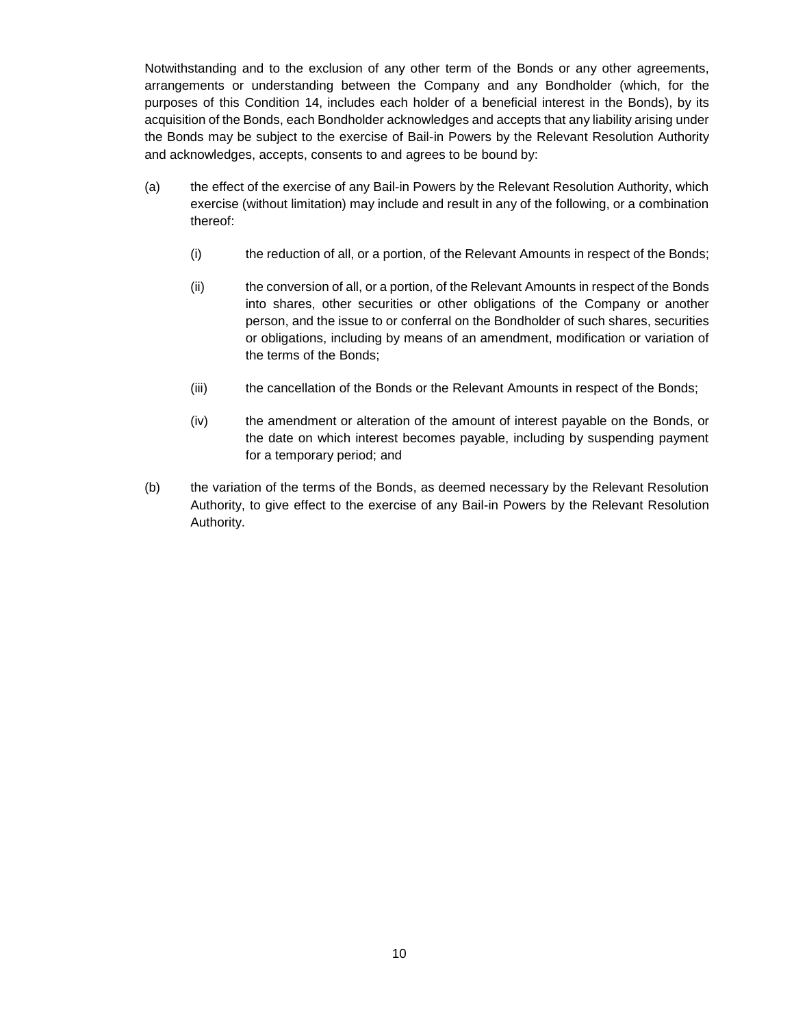Notwithstanding and to the exclusion of any other term of the Bonds or any other agreements, arrangements or understanding between the Company and any Bondholder (which, for the purposes of this Condition 14, includes each holder of a beneficial interest in the Bonds), by its acquisition of the Bonds, each Bondholder acknowledges and accepts that any liability arising under the Bonds may be subject to the exercise of Bail-in Powers by the Relevant Resolution Authority and acknowledges, accepts, consents to and agrees to be bound by:

(a) the effect of the exercise of any Bail-in Powers by the Relevant Resolution Authority, which exercise (without limitation) may include and result in any of the following, or a combination thereof:

  (i) the reduction of all, or a portion, of the Relevant Amounts in respect of the Bonds;

  (ii) the conversion of all, or a portion, of the Relevant Amounts in respect of the Bonds into shares, other securities or other obligations of the Company or another person, and the issue to or conferral on the Bondholder of such shares, securities or obligations, including by means of an amendment, modification or variation of the terms of the Bonds;

  (iii) the cancellation of the Bonds or the Relevant Amounts in respect of the Bonds;

  (iv) the amendment or alteration of the amount of interest payable on the Bonds, or the date on which interest becomes payable, including by suspending payment for a temporary period; and

(b) the variation of the terms of the Bonds, as deemed necessary by the Relevant Resolution Authority, to give effect to the exercise of any Bail-in Powers by the Relevant Resolution Authority.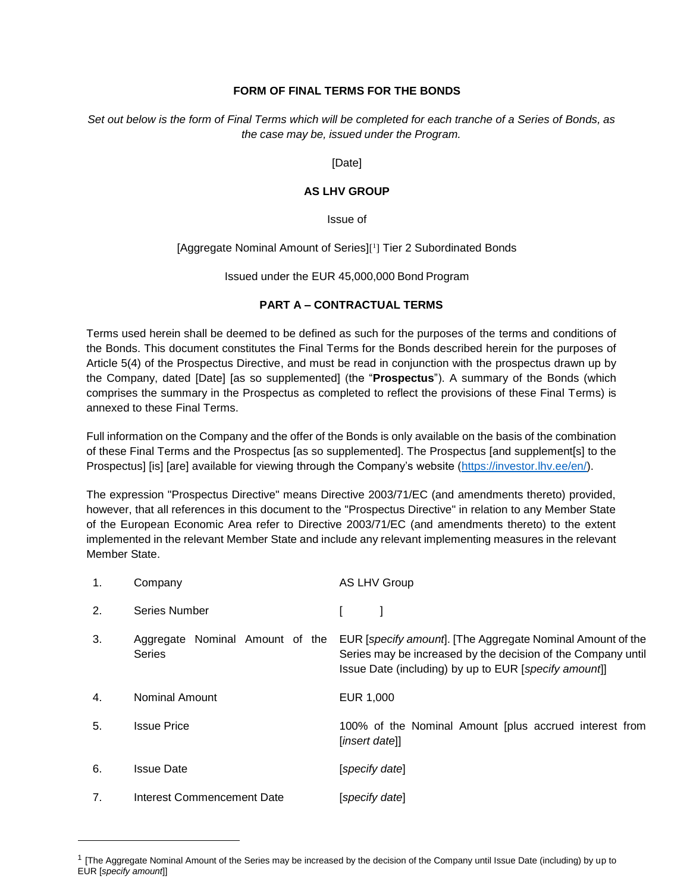**FORM OF FINAL TERMS FOR THE BONDS**

*Set out below is the form of Final Terms which will be completed for each tranche of a Series of Bonds, as the case may be, issued under the Program.*

[Date]

**AS LHV GROUP**

Issue of

[Aggregate Nominal Amount of Series][1] Tier 2 Subordinated Bonds

Issued under the EUR 45,000,000 Bond Program

**PART A – CONTRACTUAL TERMS**

Terms used herein shall be deemed to be defined as such for the purposes of the terms and conditions of the Bonds. This document constitutes the Final Terms for the Bonds described herein for the purposes of Article 5(4) of the Prospectus Directive, and must be read in conjunction with the prospectus drawn up by the Company, dated [Date] [as so supplemented] (the "**Prospectus**"). A summary of the Bonds (which comprises the summary in the Prospectus as completed to reflect the provisions of these Final Terms) is annexed to these Final Terms.

Full information on the Company and the offer of the Bonds is only available on the basis of the combination of these Final Terms and the Prospectus [as so supplemented]. The Prospectus [and supplement[s] to the Prospectus] [is] [are] available for viewing through the Company's website (https://investor.lhv.ee/en/).

The expression "Prospectus Directive" means Directive 2003/71/EC (and amendments thereto) provided, however, that all references in this document to the "Prospectus Directive" in relation to any Member State of the European Economic Area refer to Directive 2003/71/EC (and amendments thereto) to the extent implemented in the relevant Member State and include any relevant implementing measures in the relevant Member State.

| | | |
|---|---|---|
| 1. | Company | AS LHV Group |
| 2. | Series Number | [ ] |
| 3. | Aggregate Nominal Amount of the Series | EUR [*specify amount*]. [The Aggregate Nominal Amount of the Series may be increased by the decision of the Company until Issue Date (including) by up to EUR [*specify amount*]] |
| 4. | Nominal Amount | EUR 1,000 |
| 5. | Issue Price | 100% of the Nominal Amount [plus accrued interest from [*insert date*]] |
| 6. | Issue Date | [*specify date*] |
| 7. | Interest Commencement Date | [*specify date*] |

[1] [The Aggregate Nominal Amount of the Series may be increased by the decision of the Company until Issue Date (including) by up to EUR [*specify amount*]]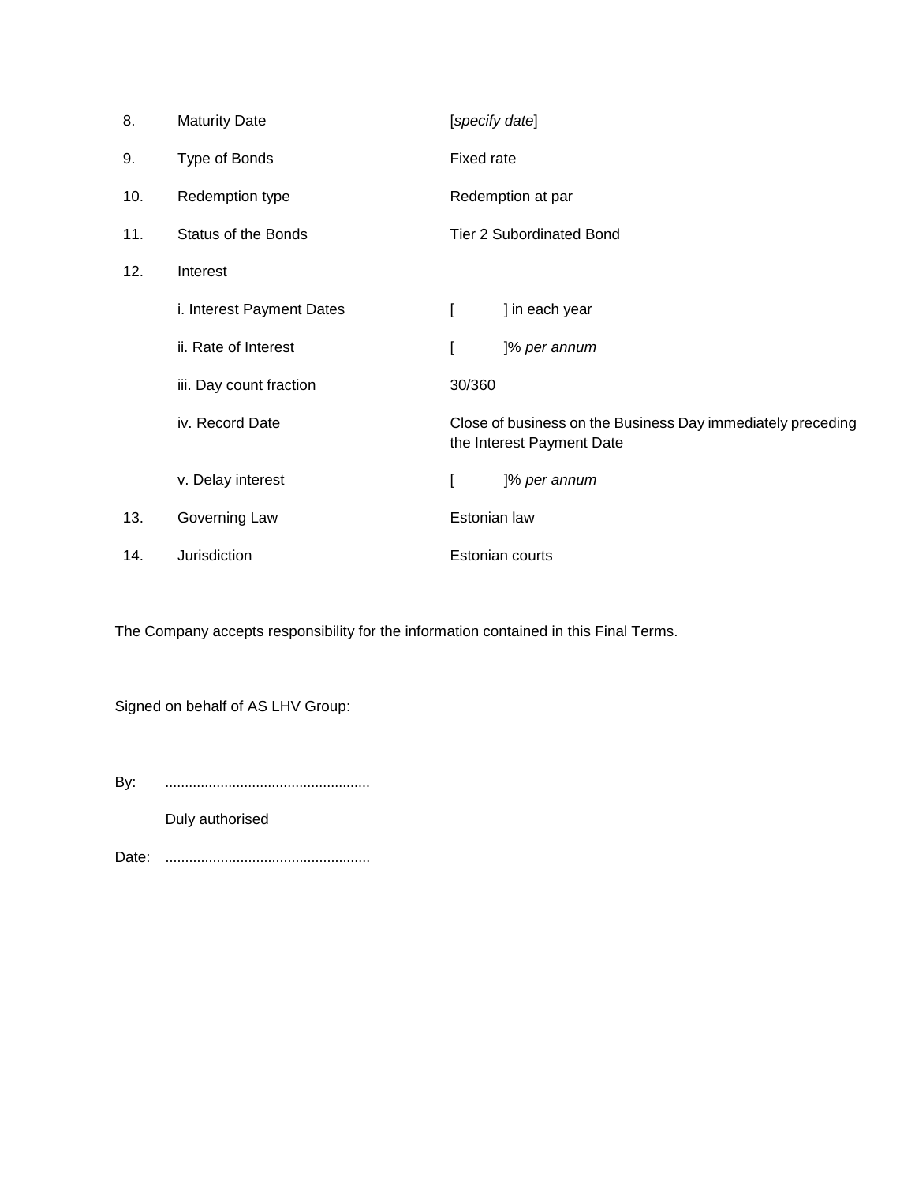| | | |
|---|---|---|
| 8. | Maturity Date | [*specify date*] |
| 9. | Type of Bonds | Fixed rate |
| 10. | Redemption type | Redemption at par |
| 11. | Status of the Bonds | Tier 2 Subordinated Bond |
| 12. | Interest | |
| | i. Interest Payment Dates | [ ] in each year |
| | ii. Rate of Interest | [ ]% *per annum* |
| | iii. Day count fraction | 30/360 |
| | iv. Record Date | Close of business on the Business Day immediately preceding the Interest Payment Date |
| | v. Delay interest | [ ]% *per annum* |
| 13. | Governing Law | Estonian law |
| 14. | Jurisdiction | Estonian courts |

The Company accepts responsibility for the information contained in this Final Terms.

Signed on behalf of AS LHV Group:

By: ....................................................

Duly authorised

Date: ....................................................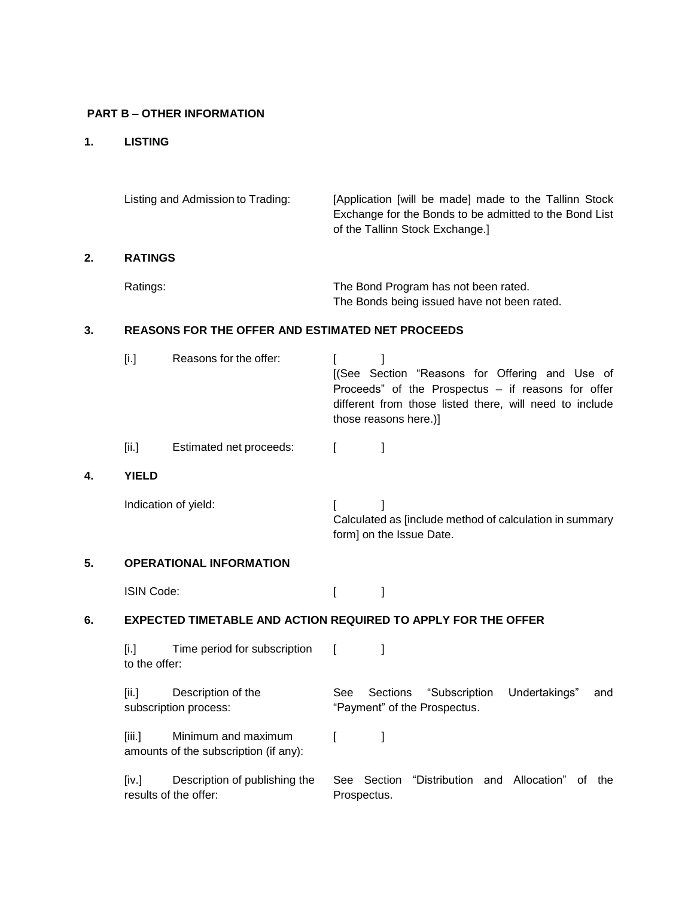**PART B – OTHER INFORMATION**

**1. LISTING**

| | |
|---|---|
| Listing and Admission to Trading: | [Application [will be made] made to the Tallinn Stock Exchange for the Bonds to be admitted to the Bond List of the Tallinn Stock Exchange.] |

**2. RATINGS**

| | |
|---|---|
| Ratings: | The Bond Program has not been rated.<br>The Bonds being issued have not been rated. |

**3. REASONS FOR THE OFFER AND ESTIMATED NET PROCEEDS**

| | |
|---|---|
| [i.] Reasons for the offer: | [ ]<br>[(See Section "Reasons for Offering and Use of Proceeds" of the Prospectus – if reasons for offer different from those listed there, will need to include those reasons here.)] |
| [ii.] Estimated net proceeds: | [ ] |

**4. YIELD**

| | |
|---|---|
| Indication of yield: | [ ]<br>Calculated as [include method of calculation in summary form] on the Issue Date. |

**5. OPERATIONAL INFORMATION**

| | |
|---|---|
| ISIN Code: | [ ] |

**6. EXPECTED TIMETABLE AND ACTION REQUIRED TO APPLY FOR THE OFFER**

| | |
|---|---|
| [i.] Time period for subscription to the offer: | [ ] |
| [ii.] Description of the subscription process: | See Sections "Subscription Undertakings" and "Payment" of the Prospectus. |
| [iii.] Minimum and maximum amounts of the subscription (if any): | [ ] |
| [iv.] Description of publishing the results of the offer: | See Section "Distribution and Allocation" of the Prospectus. |